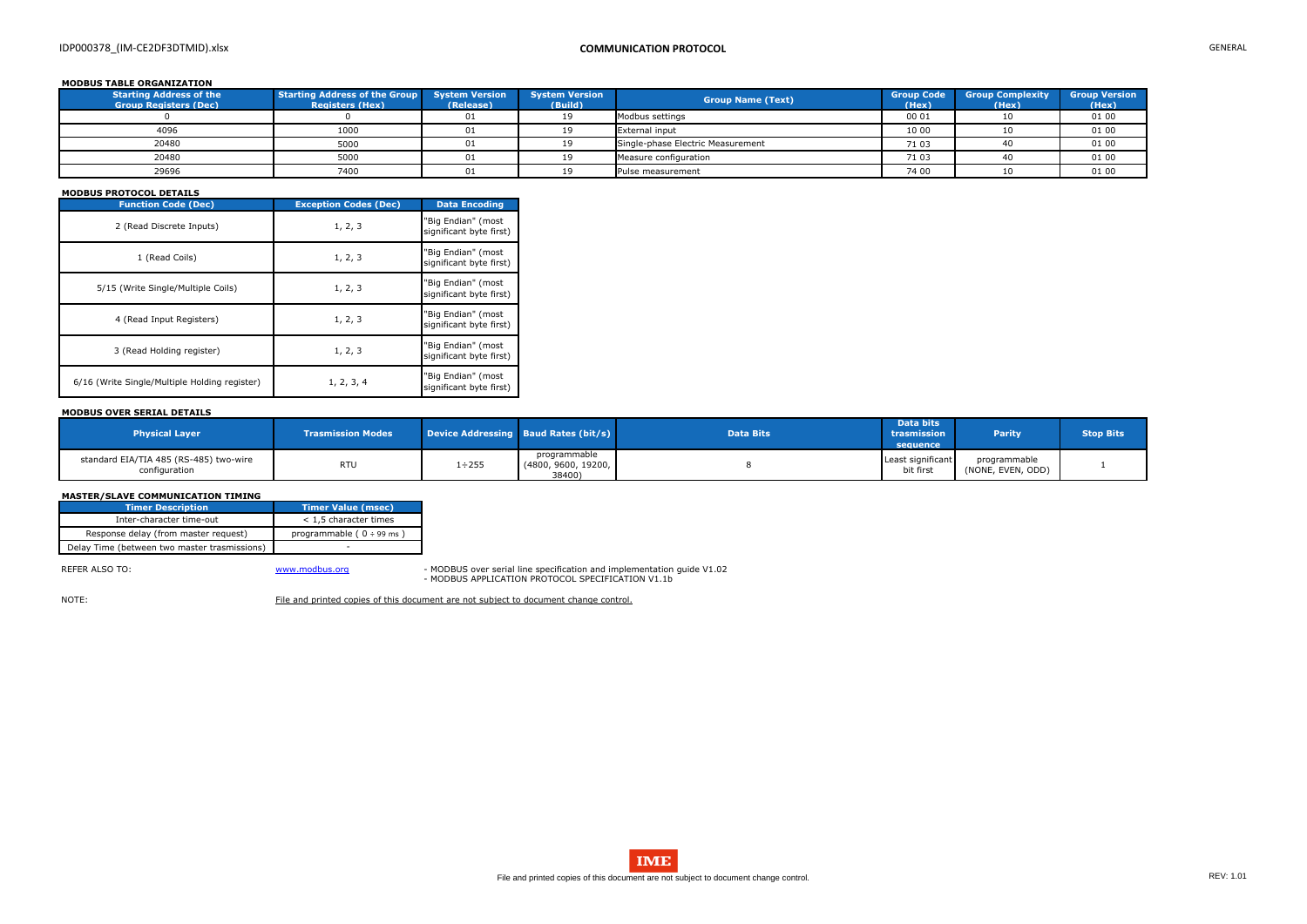## MODBUS TABLE ORGANIZATION

| Starting Address of the Group Registers (Dec) | Starting Address of the Group Registers (Hex) | System Version (Release) | System Version (Build) | Group Name (Text) | Group Code (Hex) | Group Complexity (Hex) | Group Version (Hex) |
|---|---|---|---|---|---|---|---|
| 0 | 0 | 01 | 19 | Modbus settings | 00 01 | 10 | 01 00 |
| 4096 | 1000 | 01 | 19 | External input | 10 00 | 10 | 01 00 |
| 20480 | 5000 | 01 | 19 | Single-phase Electric Measurement | 71 03 | 40 | 01 00 |
| 20480 | 5000 | 01 | 19 | Measure configuration | 71 03 | 40 | 01 00 |
| 29696 | 7400 | 01 | 19 | Pulse measurement | 74 00 | 10 | 01 00 |

## MODBUS PROTOCOL DETAILS

| Function Code (Dec) | Exception Codes (Dec) | Data Encoding |
|---|---|---|
| 2 (Read Discrete Inputs) | 1, 2, 3 | "Big Endian" (most significant byte first) |
| 1 (Read Coils) | 1, 2, 3 | "Big Endian" (most significant byte first) |
| 5/15 (Write Single/Multiple Coils) | 1, 2, 3 | "Big Endian" (most significant byte first) |
| 4 (Read Input Registers) | 1, 2, 3 | "Big Endian" (most significant byte first) |
| 3 (Read Holding register) | 1, 2, 3 | "Big Endian" (most significant byte first) |
| 6/16 (Write Single/Multiple Holding register) | 1, 2, 3, 4 | "Big Endian" (most significant byte first) |

## MODBUS OVER SERIAL DETAILS

| Physical Layer | Trasmission Modes | Device Addressing | Baud Rates (bit/s) | Data Bits | Data bits trasmission sequence | Parity | Stop Bits |
|---|---|---|---|---|---|---|---|
| standard EIA/TIA 485 (RS-485) two-wire configuration | RTU | 1÷255 | programmable (4800, 9600, 19200, 38400) | 8 | Least significant bit first | programmable (NONE, EVEN, ODD) | 1 |

## MASTER/SLAVE COMMUNICATION TIMING

| Timer Description | Timer Value (msec) |
|---|---|
| Inter-character time-out | < 1,5 character times |
| Response delay (from master request) | programmable ( 0 ÷ 99 ms ) |
| Delay Time (between two master trasmissions) | - |

REFER ALSO TO: www.modbus.org
- MODBUS over serial line specification and implementation guide V1.02
- MODBUS APPLICATION PROTOCOL SPECIFICATION V1.1b

NOTE: File and printed copies of this document are not subject to document change control.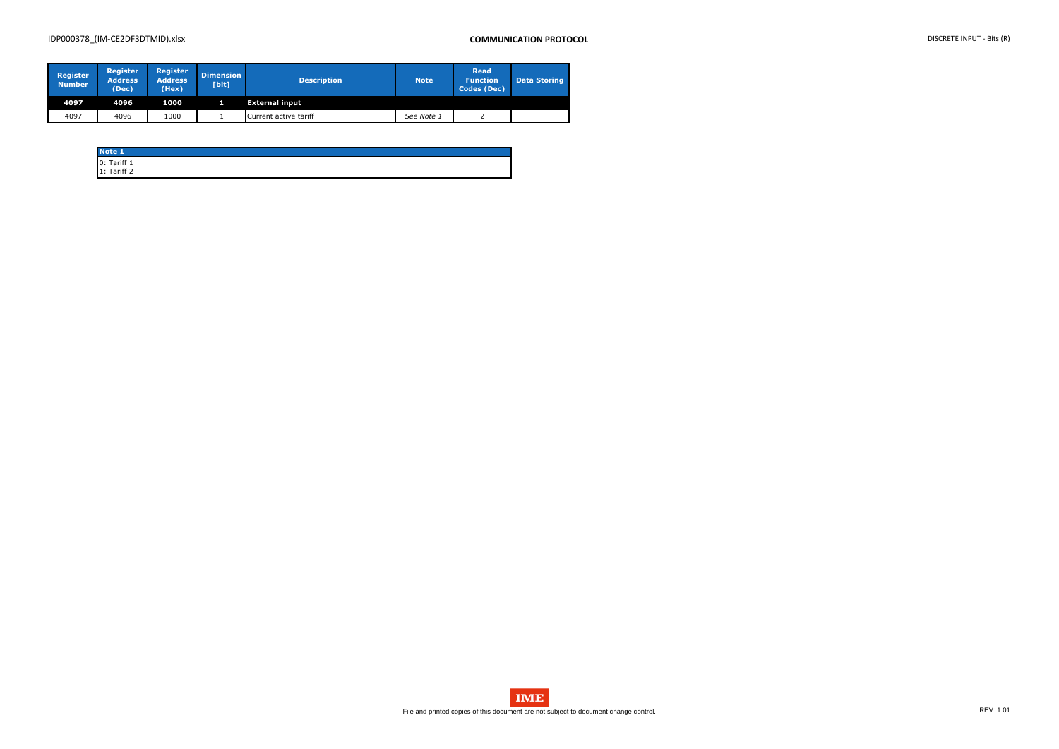| Register Number | Register Address (Dec) | Register Address (Hex) | Dimension [bit] | Description | Note | Read Function Codes (Dec) | Data Storing |
|---|---|---|---|---|---|---|---|
| **4097** | **4096** | **1000** | **1** | **External input** | | | |
| 4097 | 4096 | 1000 | 1 | Current active tariff | *See Note 1* | 2 | |

| Note 1 |
|---|
| 0: Tariff 1<br>1: Tariff 2 |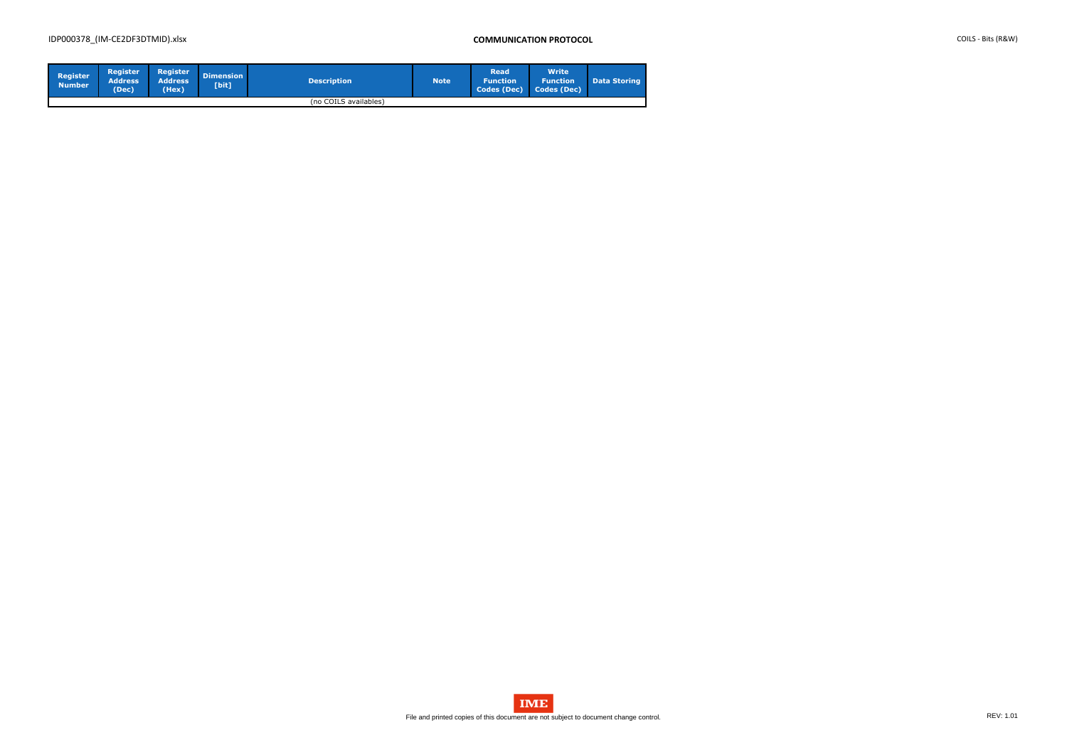| Register Number | Register Address (Dec) | Register Address (Hex) | Dimension [bit] | Description | Note | Read Function Codes (Dec) | Write Function Codes (Dec) | Data Storing |
|---|---|---|---|---|---|---|---|---|
| | | | | (no COILS availables) | | | | |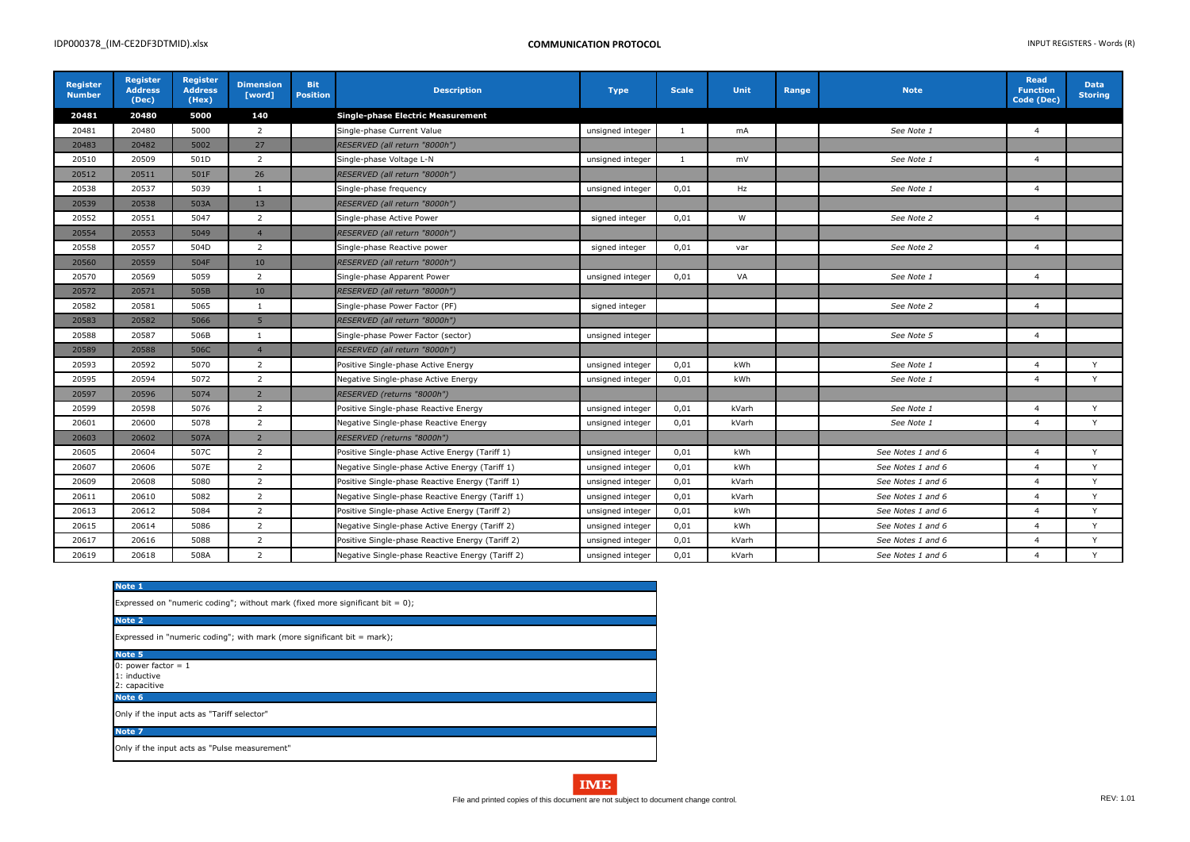| Register Number | Register Address (Dec) | Register Address (Hex) | Dimension [word] | Bit Position | Description | Type | Scale | Unit | Range | Note | Read Function Code (Dec) | Data Storing |
|---|---|---|---|---|---|---|---|---|---|---|---|---|
| **20481** | **20480** | **5000** | **140** | | **Single-phase Electric Measurement** | | | | | | | |
| 20481 | 20480 | 5000 | 2 | | Single-phase Current Value | unsigned integer | 1 | mA | | *See Note 1* | 4 | |
| 20483 | 20482 | 5002 | 27 | | *RESERVED (all return "8000h")* | | | | | | | |
| 20510 | 20509 | 501D | 2 | | Single-phase Voltage L-N | unsigned integer | 1 | mV | | *See Note 1* | 4 | |
| 20512 | 20511 | 501F | 26 | | *RESERVED (all return "8000h")* | | | | | | | |
| 20538 | 20537 | 5039 | 1 | | Single-phase frequency | unsigned integer | 0,01 | Hz | | *See Note 1* | 4 | |
| 20539 | 20538 | 503A | 13 | | *RESERVED (all return "8000h")* | | | | | | | |
| 20552 | 20551 | 5047 | 2 | | Single-phase Active Power | signed integer | 0,01 | W | | *See Note 2* | 4 | |
| 20554 | 20553 | 5049 | 4 | | *RESERVED (all return "8000h")* | | | | | | | |
| 20558 | 20557 | 504D | 2 | | Single-phase Reactive power | signed integer | 0,01 | var | | *See Note 2* | 4 | |
| 20560 | 20559 | 504F | 10 | | *RESERVED (all return "8000h")* | | | | | | | |
| 20570 | 20569 | 5059 | 2 | | Single-phase Apparent Power | unsigned integer | 0,01 | VA | | *See Note 1* | 4 | |
| 20572 | 20571 | 505B | 10 | | *RESERVED (all return "8000h")* | | | | | | | |
| 20582 | 20581 | 5065 | 1 | | Single-phase Power Factor (PF) | signed integer | | | | *See Note 2* | 4 | |
| 20583 | 20582 | 5066 | 5 | | *RESERVED (all return "8000h")* | | | | | | | |
| 20588 | 20587 | 506B | 1 | | Single-phase Power Factor (sector) | unsigned integer | | | | *See Note 5* | 4 | |
| 20589 | 20588 | 506C | 4 | | *RESERVED (all return "8000h")* | | | | | | | |
| 20593 | 20592 | 5070 | 2 | | Positive Single-phase Active Energy | unsigned integer | 0,01 | kWh | | *See Note 1* | 4 | Y |
| 20595 | 20594 | 5072 | 2 | | Negative Single-phase Active Energy | unsigned integer | 0,01 | kWh | | *See Note 1* | 4 | Y |
| 20597 | 20596 | 5074 | 2 | | *RESERVED (returns "8000h")* | | | | | | | |
| 20599 | 20598 | 5076 | 2 | | Positive Single-phase Reactive Energy | unsigned integer | 0,01 | kVarh | | *See Note 1* | 4 | Y |
| 20601 | 20600 | 5078 | 2 | | Negative Single-phase Reactive Energy | unsigned integer | 0,01 | kVarh | | *See Note 1* | 4 | Y |
| 20603 | 20602 | 507A | 2 | | *RESERVED (returns "8000h")* | | | | | | | |
| 20605 | 20604 | 507C | 2 | | Positive Single-phase Active Energy (Tariff 1) | unsigned integer | 0,01 | kWh | | *See Notes 1 and 6* | 4 | Y |
| 20607 | 20606 | 507E | 2 | | Negative Single-phase Active Energy (Tariff 1) | unsigned integer | 0,01 | kWh | | *See Notes 1 and 6* | 4 | Y |
| 20609 | 20608 | 5080 | 2 | | Positive Single-phase Reactive Energy (Tariff 1) | unsigned integer | 0,01 | kVarh | | *See Notes 1 and 6* | 4 | Y |
| 20611 | 20610 | 5082 | 2 | | Negative Single-phase Reactive Energy (Tariff 1) | unsigned integer | 0,01 | kVarh | | *See Notes 1 and 6* | 4 | Y |
| 20613 | 20612 | 5084 | 2 | | Positive Single-phase Active Energy (Tariff 2) | unsigned integer | 0,01 | kWh | | *See Notes 1 and 6* | 4 | Y |
| 20615 | 20614 | 5086 | 2 | | Negative Single-phase Active Energy (Tariff 2) | unsigned integer | 0,01 | kWh | | *See Notes 1 and 6* | 4 | Y |
| 20617 | 20616 | 5088 | 2 | | Positive Single-phase Reactive Energy (Tariff 2) | unsigned integer | 0,01 | kVarh | | *See Notes 1 and 6* | 4 | Y |
| 20619 | 20618 | 508A | 2 | | Negative Single-phase Reactive Energy (Tariff 2) | unsigned integer | 0,01 | kVarh | | *See Notes 1 and 6* | 4 | Y |

**Note 1**

Expressed on "numeric coding"; without mark (fixed more significant bit = 0);

**Note 2**

Expressed in "numeric coding"; with mark (more significant bit = mark);

**Note 5**

0: power factor = 1
1: inductive
2: capacitive

**Note 6**

Only if the input acts as "Tariff selector"

**Note 7**

Only if the input acts as "Pulse measurement"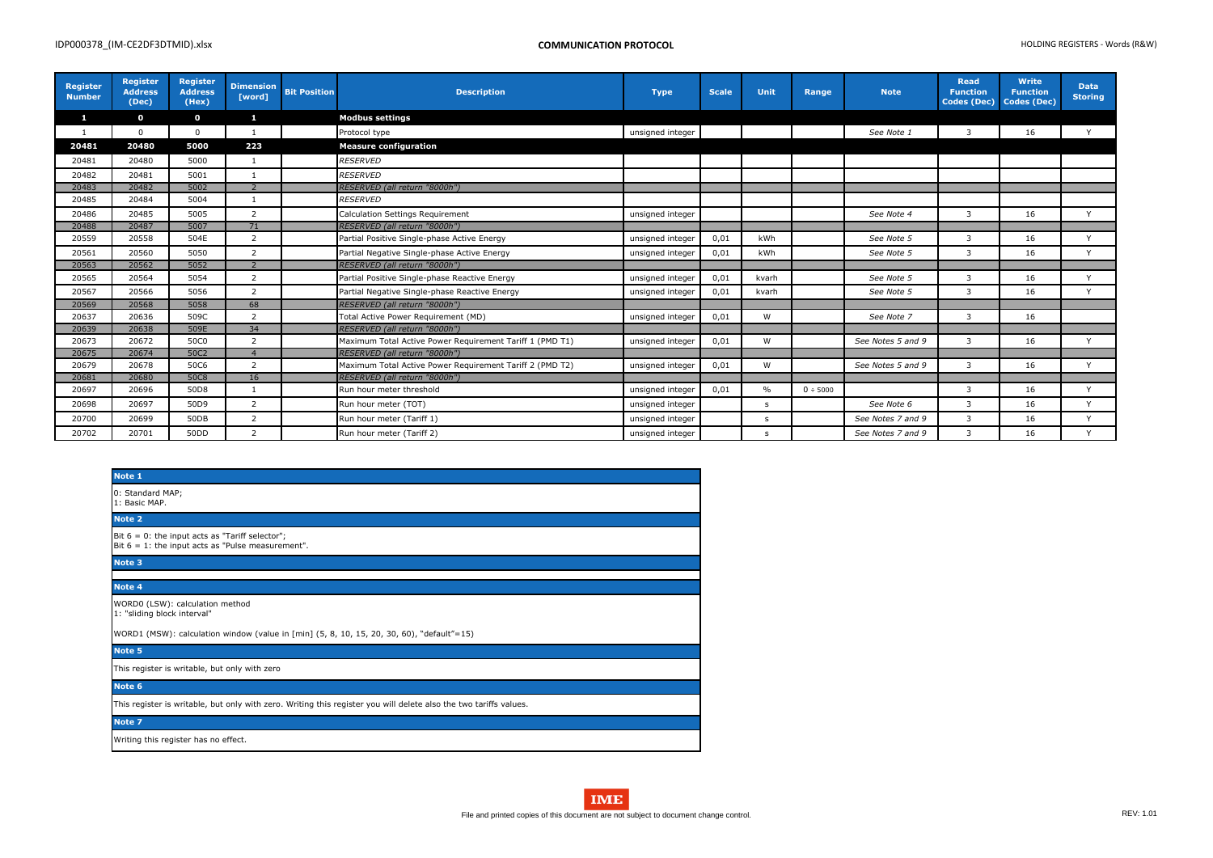| Register Number | Register Address (Dec) | Register Address (Hex) | Dimension [word] | Bit Position | Description | Type | Scale | Unit | Range | Note | Read Function Codes (Dec) | Write Function Codes (Dec) | Data Storing |
|---|---|---|---|---|---|---|---|---|---|---|---|---|---|
| **1** | **0** | **0** | **1** | | **Modbus settings** | | | | | | | | |
| 1 | 0 | 0 | 1 | | Protocol type | unsigned integer | | | | *See Note 1* | 3 | 16 | Y |
| **20481** | **20480** | **5000** | **223** | | **Measure configuration** | | | | | | | | |
| 20481 | 20480 | 5000 | 1 | | *RESERVED* | | | | | | | | |
| 20482 | 20481 | 5001 | 1 | | *RESERVED* | | | | | | | | |
| 20483 | 20482 | 5002 | 2 | | *RESERVED (all return "8000h")* | | | | | | | | |
| 20485 | 20484 | 5004 | 1 | | *RESERVED* | | | | | | | | |
| 20486 | 20485 | 5005 | 2 | | Calculation Settings Requirement | unsigned integer | | | | *See Note 4* | 3 | 16 | Y |
| 20488 | 20487 | 5007 | 71 | | *RESERVED (all return "8000h")* | | | | | | | | |
| 20559 | 20558 | 504E | 2 | | Partial Positive Single-phase Active Energy | unsigned integer | 0,01 | kWh | | *See Note 5* | 3 | 16 | Y |
| 20561 | 20560 | 5050 | 2 | | Partial Negative Single-phase Active Energy | unsigned integer | 0,01 | kWh | | *See Note 5* | 3 | 16 | Y |
| 20563 | 20562 | 5052 | 2 | | *RESERVED (all return "8000h")* | | | | | | | | |
| 20565 | 20564 | 5054 | 2 | | Partial Positive Single-phase Reactive Energy | unsigned integer | 0,01 | kvarh | | *See Note 5* | 3 | 16 | Y |
| 20567 | 20566 | 5056 | 2 | | Partial Negative Single-phase Reactive Energy | unsigned integer | 0,01 | kvarh | | *See Note 5* | 3 | 16 | Y |
| 20569 | 20568 | 5058 | 68 | | *RESERVED (all return "8000h")* | | | | | | | | |
| 20637 | 20636 | 509C | 2 | | Total Active Power Requirement (MD) | unsigned integer | 0,01 | W | | *See Note 7* | 3 | 16 | |
| 20639 | 20638 | 509E | 34 | | *RESERVED (all return "8000h")* | | | | | | | | |
| 20673 | 20672 | 50C0 | 2 | | Maximum Total Active Power Requirement Tariff 1 (PMD T1) | unsigned integer | 0,01 | W | | *See Notes 5 and 9* | 3 | 16 | Y |
| 20675 | 20674 | 50C2 | 4 | | *RESERVED (all return "8000h")* | | | | | | | | |
| 20679 | 20678 | 50C6 | 2 | | Maximum Total Active Power Requirement Tariff 2 (PMD T2) | unsigned integer | 0,01 | W | | *See Notes 5 and 9* | 3 | 16 | Y |
| 20681 | 20680 | 50C8 | 16 | | *RESERVED (all return "8000h")* | | | | | | | | |
| 20697 | 20696 | 50D8 | 1 | | Run hour meter threshold | unsigned integer | 0,01 | % | 0 ÷ 5000 | | 3 | 16 | Y |
| 20698 | 20697 | 50D9 | 2 | | Run hour meter (TOT) | unsigned integer | | s | | *See Note 6* | 3 | 16 | Y |
| 20700 | 20699 | 50DB | 2 | | Run hour meter (Tariff 1) | unsigned integer | | s | | *See Notes 7 and 9* | 3 | 16 | Y |
| 20702 | 20701 | 50DD | 2 | | Run hour meter (Tariff 2) | unsigned integer | | s | | *See Notes 7 and 9* | 3 | 16 | Y |

**Note 1**

0: Standard MAP;
1: Basic MAP.

**Note 2**

Bit 6 = 0: the input acts as "Tariff selector";
Bit 6 = 1: the input acts as "Pulse measurement".

**Note 3**

**Note 4**

WORD0 (LSW): calculation method
1: "sliding block interval"

WORD1 (MSW): calculation window (value in [min] (5, 8, 10, 15, 20, 30, 60), "default"=15)

**Note 5**

This register is writable, but only with zero

**Note 6**

This register is writable, but only with zero. Writing this register you will delete also the two tariffs values.

**Note 7**

Writing this register has no effect.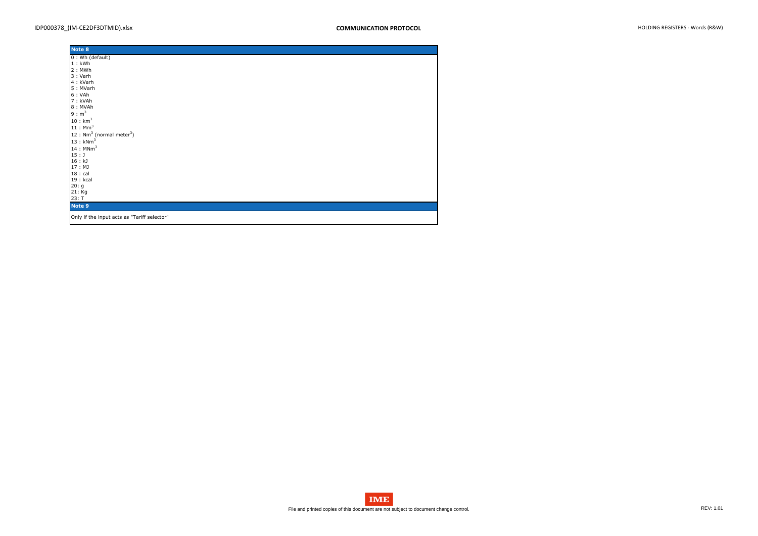**Note 8**

0 : Wh (default)
1 : kWh
2 : MWh
3 : Varh
4 : kVarh
5 : MVarh
6 : VAh
7 : kVAh
8 : MVAh
9 : $m^3$
10 : $km^3$
11 : $Mm^3$
12 : $Nm^3$ (normal $meter^3$)
13 : $kNm^3$
14 : $MNm^3$
15 : J
16 : kJ
17 : MJ
18 : cal
19 : kcal
20: g
21: Kg
23: T

**Note 9**

Only if the input acts as "Tariff selector"